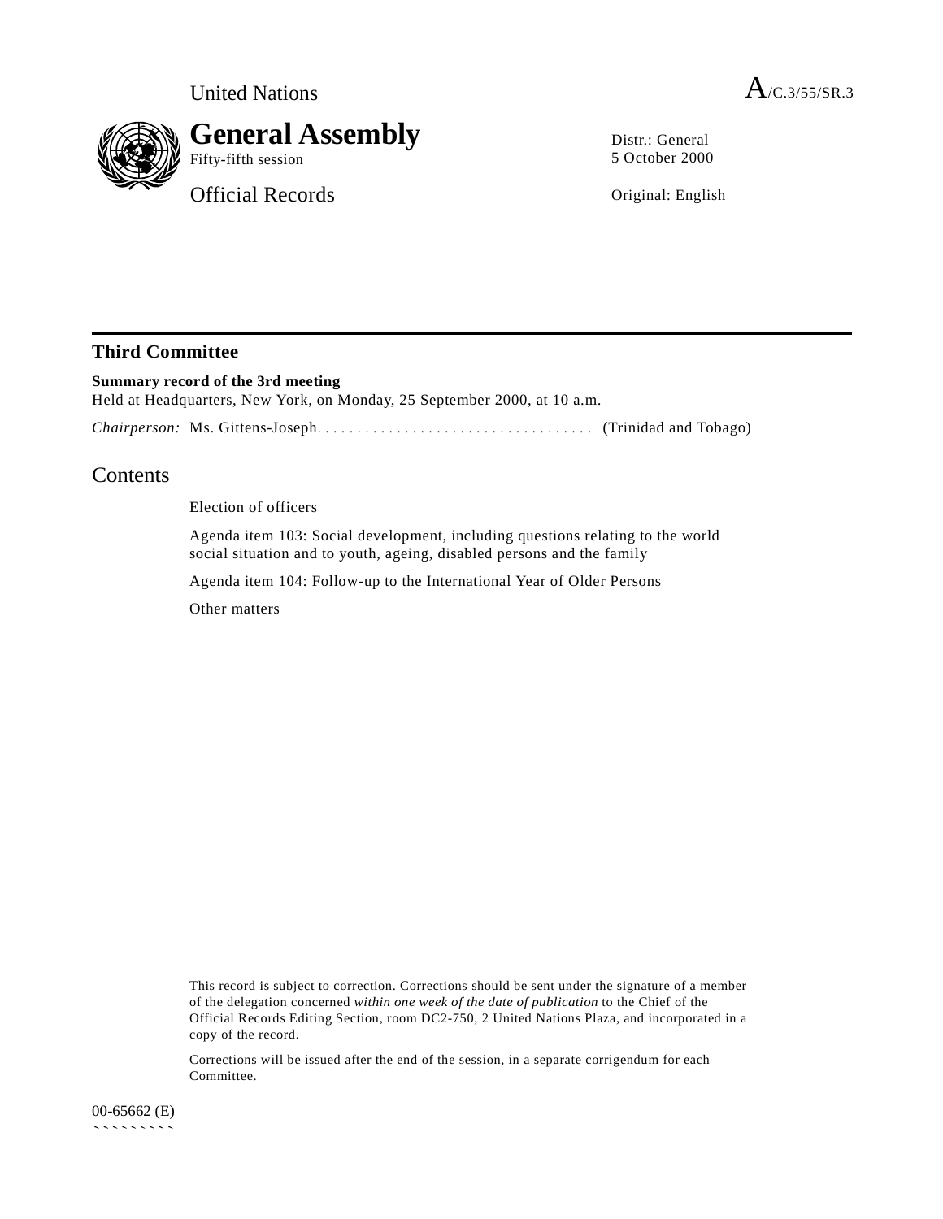United Nations A/C.3/55/SR.3

# General Assembly

Fifty-fifth session

Official Records

Distr.: General
5 October 2000

Original: English

## Third Committee

**Summary record of the 3rd meeting**

Held at Headquarters, New York, on Monday, 25 September 2000, at 10 a.m.

*Chairperson:* Ms. Gittens-Joseph. . . . . . . . . . . . . . . . . . . . . . . . . . . . . . . . . . . . (Trinidad and Tobago)

## Contents

Election of officers

Agenda item 103: Social development, including questions relating to the world social situation and to youth, ageing, disabled persons and the family

Agenda item 104: Follow-up to the International Year of Older Persons

Other matters

This record is subject to correction. Corrections should be sent under the signature of a member of the delegation concerned *within one week of the date of publication* to the Chief of the Official Records Editing Section, room DC2-750, 2 United Nations Plaza, and incorporated in a copy of the record.

Corrections will be issued after the end of the session, in a separate corrigendum for each Committee.

00-65662 (E)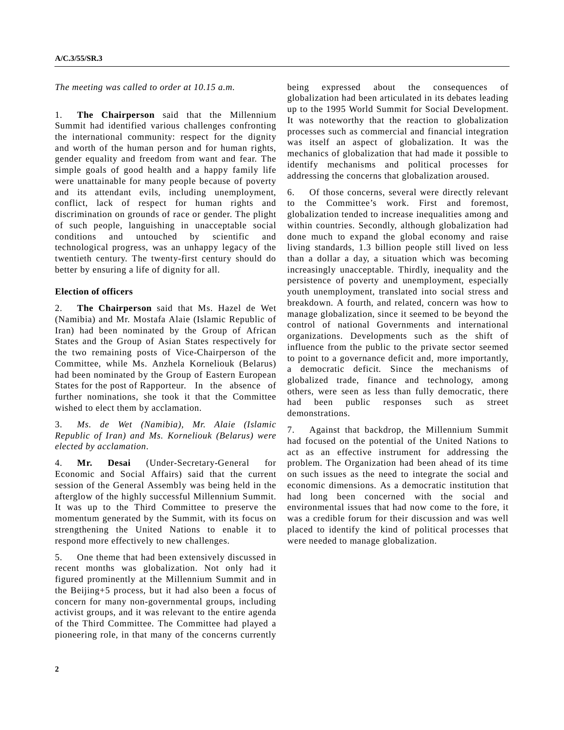*The meeting was called to order at 10.15 a.m.*

1. **The Chairperson** said that the Millennium Summit had identified various challenges confronting the international community: respect for the dignity and worth of the human person and for human rights, gender equality and freedom from want and fear. The simple goals of good health and a happy family life were unattainable for many people because of poverty and its attendant evils, including unemployment, conflict, lack of respect for human rights and discrimination on grounds of race or gender. The plight of such people, languishing in unacceptable social conditions and untouched by scientific and technological progress, was an unhappy legacy of the twentieth century. The twenty-first century should do better by ensuring a life of dignity for all.

**Election of officers**

2. **The Chairperson** said that Ms. Hazel de Wet (Namibia) and Mr. Mostafa Alaie (Islamic Republic of Iran) had been nominated by the Group of African States and the Group of Asian States respectively for the two remaining posts of Vice-Chairperson of the Committee, while Ms. Anzhela Korneliouk (Belarus) had been nominated by the Group of Eastern European States for the post of Rapporteur. In the absence of further nominations, she took it that the Committee wished to elect them by acclamation.

3. *Ms. de Wet (Namibia), Mr. Alaie (Islamic Republic of Iran) and Ms. Korneliouk (Belarus) were elected by acclamation.*

4. **Mr. Desai** (Under-Secretary-General for Economic and Social Affairs) said that the current session of the General Assembly was being held in the afterglow of the highly successful Millennium Summit. It was up to the Third Committee to preserve the momentum generated by the Summit, with its focus on strengthening the United Nations to enable it to respond more effectively to new challenges.

5. One theme that had been extensively discussed in recent months was globalization. Not only had it figured prominently at the Millennium Summit and in the Beijing+5 process, but it had also been a focus of concern for many non-governmental groups, including activist groups, and it was relevant to the entire agenda of the Third Committee. The Committee had played a pioneering role, in that many of the concerns currently being expressed about the consequences of globalization had been articulated in its debates leading up to the 1995 World Summit for Social Development. It was noteworthy that the reaction to globalization processes such as commercial and financial integration was itself an aspect of globalization. It was the mechanics of globalization that had made it possible to identify mechanisms and political processes for addressing the concerns that globalization aroused.

6. Of those concerns, several were directly relevant to the Committee's work. First and foremost, globalization tended to increase inequalities among and within countries. Secondly, although globalization had done much to expand the global economy and raise living standards, 1.3 billion people still lived on less than a dollar a day, a situation which was becoming increasingly unacceptable. Thirdly, inequality and the persistence of poverty and unemployment, especially youth unemployment, translated into social stress and breakdown. A fourth, and related, concern was how to manage globalization, since it seemed to be beyond the control of national Governments and international organizations. Developments such as the shift of influence from the public to the private sector seemed to point to a governance deficit and, more importantly, a democratic deficit. Since the mechanisms of globalized trade, finance and technology, among others, were seen as less than fully democratic, there had been public responses such as street demonstrations.

7. Against that backdrop, the Millennium Summit had focused on the potential of the United Nations to act as an effective instrument for addressing the problem. The Organization had been ahead of its time on such issues as the need to integrate the social and economic dimensions. As a democratic institution that had long been concerned with the social and environmental issues that had now come to the fore, it was a credible forum for their discussion and was well placed to identify the kind of political processes that were needed to manage globalization.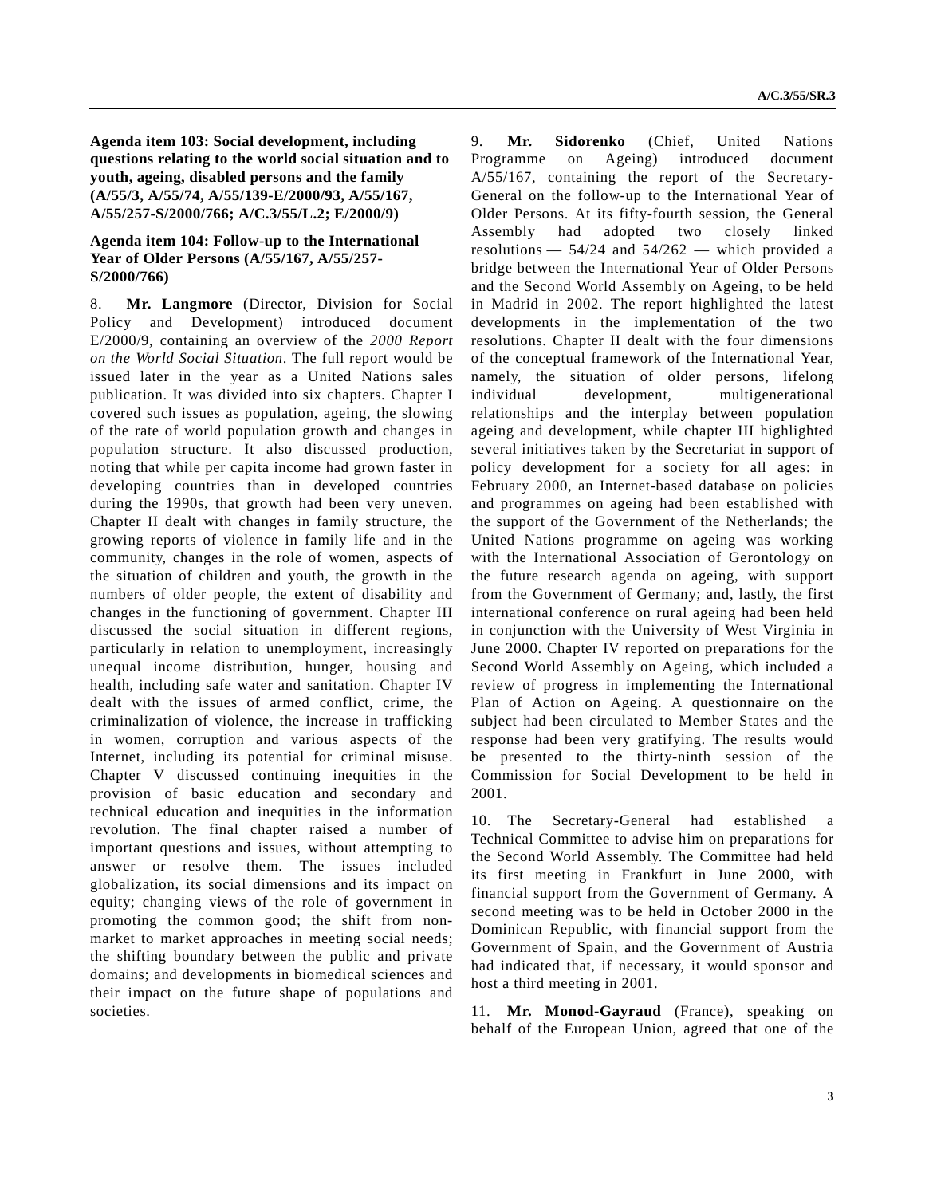**Agenda item 103: Social development, including questions relating to the world social situation and to youth, ageing, disabled persons and the family (A/55/3, A/55/74, A/55/139-E/2000/93, A/55/167, A/55/257-S/2000/766; A/C.3/55/L.2; E/2000/9)**

**Agenda item 104: Follow-up to the International Year of Older Persons (A/55/167, A/55/257-S/2000/766)**

8. **Mr. Langmore** (Director, Division for Social Policy and Development) introduced document E/2000/9, containing an overview of the *2000 Report on the World Social Situation*. The full report would be issued later in the year as a United Nations sales publication. It was divided into six chapters. Chapter I covered such issues as population, ageing, the slowing of the rate of world population growth and changes in population structure. It also discussed production, noting that while per capita income had grown faster in developing countries than in developed countries during the 1990s, that growth had been very uneven. Chapter II dealt with changes in family structure, the growing reports of violence in family life and in the community, changes in the role of women, aspects of the situation of children and youth, the growth in the numbers of older people, the extent of disability and changes in the functioning of government. Chapter III discussed the social situation in different regions, particularly in relation to unemployment, increasingly unequal income distribution, hunger, housing and health, including safe water and sanitation. Chapter IV dealt with the issues of armed conflict, crime, the criminalization of violence, the increase in trafficking in women, corruption and various aspects of the Internet, including its potential for criminal misuse. Chapter V discussed continuing inequities in the provision of basic education and secondary and technical education and inequities in the information revolution. The final chapter raised a number of important questions and issues, without attempting to answer or resolve them. The issues included globalization, its social dimensions and its impact on equity; changing views of the role of government in promoting the common good; the shift from non-market to market approaches in meeting social needs; the shifting boundary between the public and private domains; and developments in biomedical sciences and their impact on the future shape of populations and societies.

9. **Mr. Sidorenko** (Chief, United Nations Programme on Ageing) introduced document A/55/167, containing the report of the Secretary-General on the follow-up to the International Year of Older Persons. At its fifty-fourth session, the General Assembly had adopted two closely linked resolutions — 54/24 and 54/262 — which provided a bridge between the International Year of Older Persons and the Second World Assembly on Ageing, to be held in Madrid in 2002. The report highlighted the latest developments in the implementation of the two resolutions. Chapter II dealt with the four dimensions of the conceptual framework of the International Year, namely, the situation of older persons, lifelong individual development, multigenerational relationships and the interplay between population ageing and development, while chapter III highlighted several initiatives taken by the Secretariat in support of policy development for a society for all ages: in February 2000, an Internet-based database on policies and programmes on ageing had been established with the support of the Government of the Netherlands; the United Nations programme on ageing was working with the International Association of Gerontology on the future research agenda on ageing, with support from the Government of Germany; and, lastly, the first international conference on rural ageing had been held in conjunction with the University of West Virginia in June 2000. Chapter IV reported on preparations for the Second World Assembly on Ageing, which included a review of progress in implementing the International Plan of Action on Ageing. A questionnaire on the subject had been circulated to Member States and the response had been very gratifying. The results would be presented to the thirty-ninth session of the Commission for Social Development to be held in 2001.

10. The Secretary-General had established a Technical Committee to advise him on preparations for the Second World Assembly. The Committee had held its first meeting in Frankfurt in June 2000, with financial support from the Government of Germany. A second meeting was to be held in October 2000 in the Dominican Republic, with financial support from the Government of Spain, and the Government of Austria had indicated that, if necessary, it would sponsor and host a third meeting in 2001.

11. **Mr. Monod-Gayraud** (France), speaking on behalf of the European Union, agreed that one of the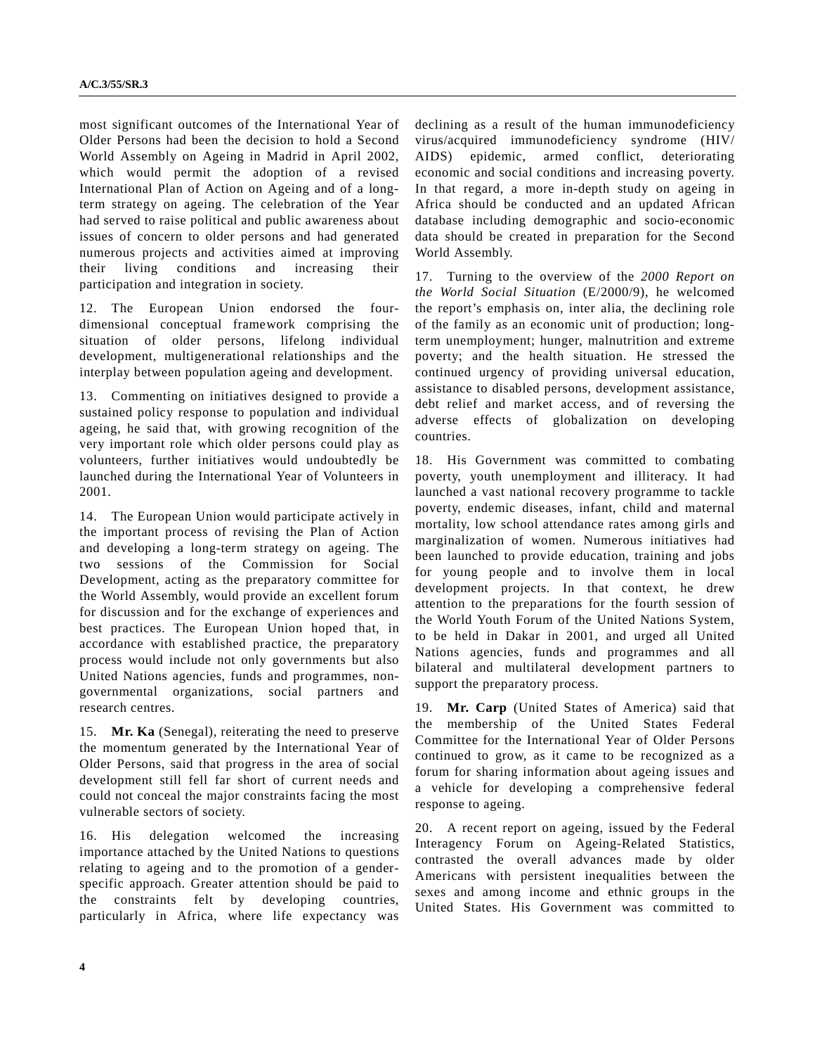most significant outcomes of the International Year of Older Persons had been the decision to hold a Second World Assembly on Ageing in Madrid in April 2002, which would permit the adoption of a revised International Plan of Action on Ageing and of a long-term strategy on ageing. The celebration of the Year had served to raise political and public awareness about issues of concern to older persons and had generated numerous projects and activities aimed at improving their living conditions and increasing their participation and integration in society.

12. The European Union endorsed the four-dimensional conceptual framework comprising the situation of older persons, lifelong individual development, multigenerational relationships and the interplay between population ageing and development.

13. Commenting on initiatives designed to provide a sustained policy response to population and individual ageing, he said that, with growing recognition of the very important role which older persons could play as volunteers, further initiatives would undoubtedly be launched during the International Year of Volunteers in 2001.

14. The European Union would participate actively in the important process of revising the Plan of Action and developing a long-term strategy on ageing. The two sessions of the Commission for Social Development, acting as the preparatory committee for the World Assembly, would provide an excellent forum for discussion and for the exchange of experiences and best practices. The European Union hoped that, in accordance with established practice, the preparatory process would include not only governments but also United Nations agencies, funds and programmes, non-governmental organizations, social partners and research centres.

15. **Mr. Ka** (Senegal), reiterating the need to preserve the momentum generated by the International Year of Older Persons, said that progress in the area of social development still fell far short of current needs and could not conceal the major constraints facing the most vulnerable sectors of society.

16. His delegation welcomed the increasing importance attached by the United Nations to questions relating to ageing and to the promotion of a gender-specific approach. Greater attention should be paid to the constraints felt by developing countries, particularly in Africa, where life expectancy was declining as a result of the human immunodeficiency virus/acquired immunodeficiency syndrome (HIV/AIDS) epidemic, armed conflict, deteriorating economic and social conditions and increasing poverty. In that regard, a more in-depth study on ageing in Africa should be conducted and an updated African database including demographic and socio-economic data should be created in preparation for the Second World Assembly.

17. Turning to the overview of the *2000 Report on the World Social Situation* (E/2000/9), he welcomed the report's emphasis on, inter alia, the declining role of the family as an economic unit of production; long-term unemployment; hunger, malnutrition and extreme poverty; and the health situation. He stressed the continued urgency of providing universal education, assistance to disabled persons, development assistance, debt relief and market access, and of reversing the adverse effects of globalization on developing countries.

18. His Government was committed to combating poverty, youth unemployment and illiteracy. It had launched a vast national recovery programme to tackle poverty, endemic diseases, infant, child and maternal mortality, low school attendance rates among girls and marginalization of women. Numerous initiatives had been launched to provide education, training and jobs for young people and to involve them in local development projects. In that context, he drew attention to the preparations for the fourth session of the World Youth Forum of the United Nations System, to be held in Dakar in 2001, and urged all United Nations agencies, funds and programmes and all bilateral and multilateral development partners to support the preparatory process.

19. **Mr. Carp** (United States of America) said that the membership of the United States Federal Committee for the International Year of Older Persons continued to grow, as it came to be recognized as a forum for sharing information about ageing issues and a vehicle for developing a comprehensive federal response to ageing.

20. A recent report on ageing, issued by the Federal Interagency Forum on Ageing-Related Statistics, contrasted the overall advances made by older Americans with persistent inequalities between the sexes and among income and ethnic groups in the United States. His Government was committed to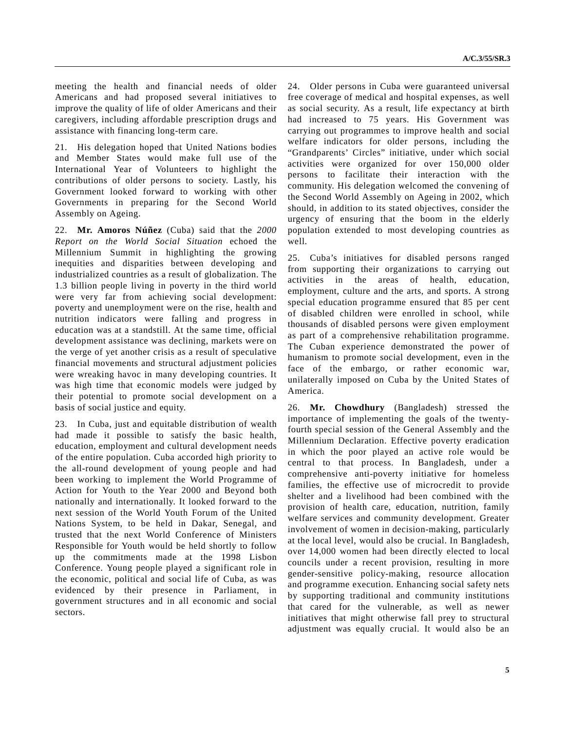meeting the health and financial needs of older Americans and had proposed several initiatives to improve the quality of life of older Americans and their caregivers, including affordable prescription drugs and assistance with financing long-term care.

21. His delegation hoped that United Nations bodies and Member States would make full use of the International Year of Volunteers to highlight the contributions of older persons to society. Lastly, his Government looked forward to working with other Governments in preparing for the Second World Assembly on Ageing.

22. **Mr. Amoros Núñez** (Cuba) said that the *2000 Report on the World Social Situation* echoed the Millennium Summit in highlighting the growing inequities and disparities between developing and industrialized countries as a result of globalization. The 1.3 billion people living in poverty in the third world were very far from achieving social development: poverty and unemployment were on the rise, health and nutrition indicators were falling and progress in education was at a standstill. At the same time, official development assistance was declining, markets were on the verge of yet another crisis as a result of speculative financial movements and structural adjustment policies were wreaking havoc in many developing countries. It was high time that economic models were judged by their potential to promote social development on a basis of social justice and equity.

23. In Cuba, just and equitable distribution of wealth had made it possible to satisfy the basic health, education, employment and cultural development needs of the entire population. Cuba accorded high priority to the all-round development of young people and had been working to implement the World Programme of Action for Youth to the Year 2000 and Beyond both nationally and internationally. It looked forward to the next session of the World Youth Forum of the United Nations System, to be held in Dakar, Senegal, and trusted that the next World Conference of Ministers Responsible for Youth would be held shortly to follow up the commitments made at the 1998 Lisbon Conference. Young people played a significant role in the economic, political and social life of Cuba, as was evidenced by their presence in Parliament, in government structures and in all economic and social sectors.

24. Older persons in Cuba were guaranteed universal free coverage of medical and hospital expenses, as well as social security. As a result, life expectancy at birth had increased to 75 years. His Government was carrying out programmes to improve health and social welfare indicators for older persons, including the "Grandparents' Circles" initiative, under which social activities were organized for over 150,000 older persons to facilitate their interaction with the community. His delegation welcomed the convening of the Second World Assembly on Ageing in 2002, which should, in addition to its stated objectives, consider the urgency of ensuring that the boom in the elderly population extended to most developing countries as well.

25. Cuba's initiatives for disabled persons ranged from supporting their organizations to carrying out activities in the areas of health, education, employment, culture and the arts, and sports. A strong special education programme ensured that 85 per cent of disabled children were enrolled in school, while thousands of disabled persons were given employment as part of a comprehensive rehabilitation programme. The Cuban experience demonstrated the power of humanism to promote social development, even in the face of the embargo, or rather economic war, unilaterally imposed on Cuba by the United States of America.

26. **Mr. Chowdhury** (Bangladesh) stressed the importance of implementing the goals of the twenty-fourth special session of the General Assembly and the Millennium Declaration. Effective poverty eradication in which the poor played an active role would be central to that process. In Bangladesh, under a comprehensive anti-poverty initiative for homeless families, the effective use of microcredit to provide shelter and a livelihood had been combined with the provision of health care, education, nutrition, family welfare services and community development. Greater involvement of women in decision-making, particularly at the local level, would also be crucial. In Bangladesh, over 14,000 women had been directly elected to local councils under a recent provision, resulting in more gender-sensitive policy-making, resource allocation and programme execution. Enhancing social safety nets by supporting traditional and community institutions that cared for the vulnerable, as well as newer initiatives that might otherwise fall prey to structural adjustment was equally crucial. It would also be an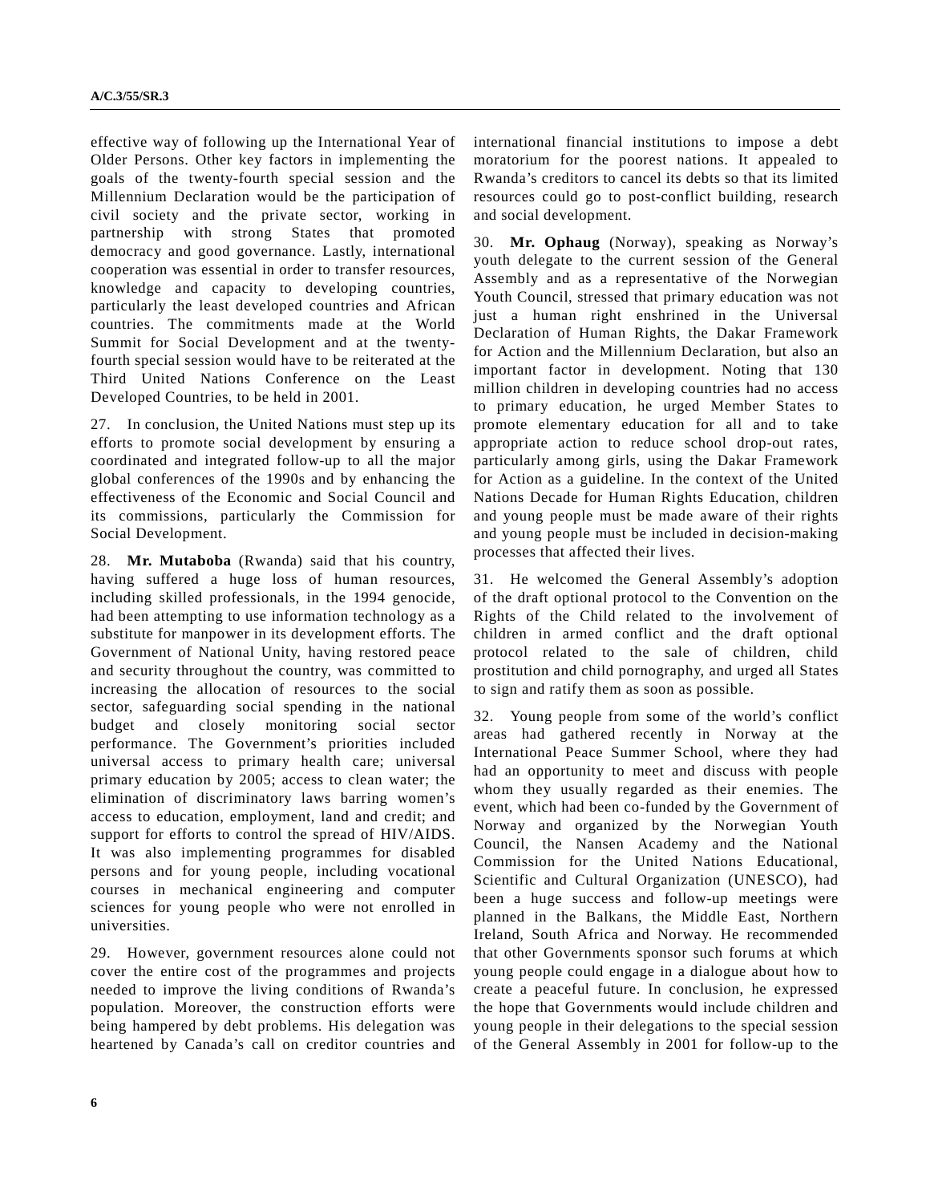effective way of following up the International Year of Older Persons. Other key factors in implementing the goals of the twenty-fourth special session and the Millennium Declaration would be the participation of civil society and the private sector, working in partnership with strong States that promoted democracy and good governance. Lastly, international cooperation was essential in order to transfer resources, knowledge and capacity to developing countries, particularly the least developed countries and African countries. The commitments made at the World Summit for Social Development and at the twenty-fourth special session would have to be reiterated at the Third United Nations Conference on the Least Developed Countries, to be held in 2001.

27. In conclusion, the United Nations must step up its efforts to promote social development by ensuring a coordinated and integrated follow-up to all the major global conferences of the 1990s and by enhancing the effectiveness of the Economic and Social Council and its commissions, particularly the Commission for Social Development.

28. **Mr. Mutaboba** (Rwanda) said that his country, having suffered a huge loss of human resources, including skilled professionals, in the 1994 genocide, had been attempting to use information technology as a substitute for manpower in its development efforts. The Government of National Unity, having restored peace and security throughout the country, was committed to increasing the allocation of resources to the social sector, safeguarding social spending in the national budget and closely monitoring social sector performance. The Government's priorities included universal access to primary health care; universal primary education by 2005; access to clean water; the elimination of discriminatory laws barring women's access to education, employment, land and credit; and support for efforts to control the spread of HIV/AIDS. It was also implementing programmes for disabled persons and for young people, including vocational courses in mechanical engineering and computer sciences for young people who were not enrolled in universities.

29. However, government resources alone could not cover the entire cost of the programmes and projects needed to improve the living conditions of Rwanda's population. Moreover, the construction efforts were being hampered by debt problems. His delegation was heartened by Canada's call on creditor countries and international financial institutions to impose a debt moratorium for the poorest nations. It appealed to Rwanda's creditors to cancel its debts so that its limited resources could go to post-conflict building, research and social development.

30. **Mr. Ophaug** (Norway), speaking as Norway's youth delegate to the current session of the General Assembly and as a representative of the Norwegian Youth Council, stressed that primary education was not just a human right enshrined in the Universal Declaration of Human Rights, the Dakar Framework for Action and the Millennium Declaration, but also an important factor in development. Noting that 130 million children in developing countries had no access to primary education, he urged Member States to promote elementary education for all and to take appropriate action to reduce school drop-out rates, particularly among girls, using the Dakar Framework for Action as a guideline. In the context of the United Nations Decade for Human Rights Education, children and young people must be made aware of their rights and young people must be included in decision-making processes that affected their lives.

31. He welcomed the General Assembly's adoption of the draft optional protocol to the Convention on the Rights of the Child related to the involvement of children in armed conflict and the draft optional protocol related to the sale of children, child prostitution and child pornography, and urged all States to sign and ratify them as soon as possible.

32. Young people from some of the world's conflict areas had gathered recently in Norway at the International Peace Summer School, where they had had an opportunity to meet and discuss with people whom they usually regarded as their enemies. The event, which had been co-funded by the Government of Norway and organized by the Norwegian Youth Council, the Nansen Academy and the National Commission for the United Nations Educational, Scientific and Cultural Organization (UNESCO), had been a huge success and follow-up meetings were planned in the Balkans, the Middle East, Northern Ireland, South Africa and Norway. He recommended that other Governments sponsor such forums at which young people could engage in a dialogue about how to create a peaceful future. In conclusion, he expressed the hope that Governments would include children and young people in their delegations to the special session of the General Assembly in 2001 for follow-up to the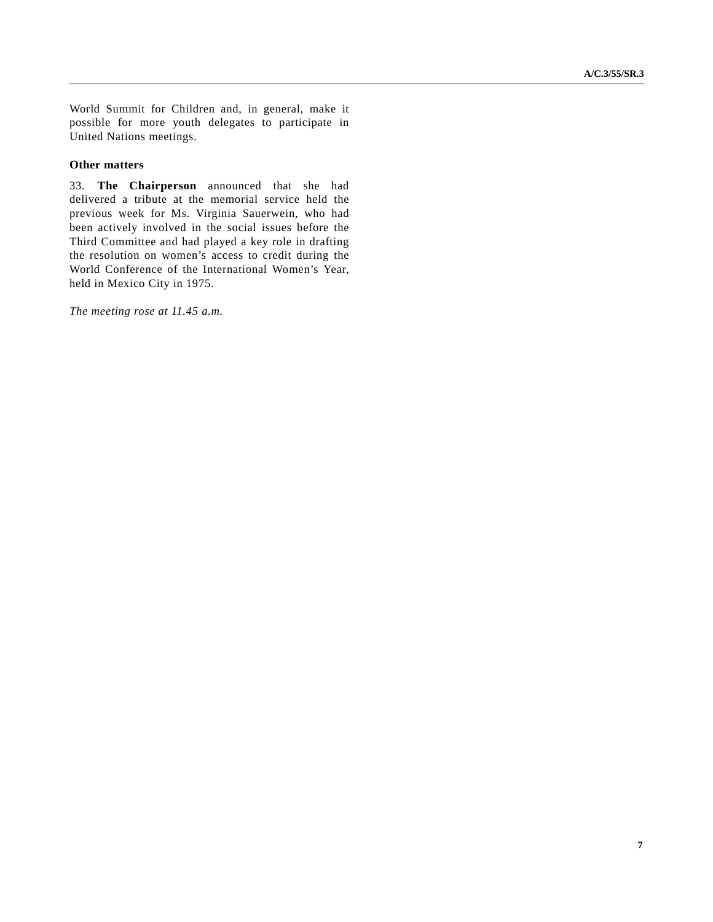World Summit for Children and, in general, make it possible for more youth delegates to participate in United Nations meetings.

**Other matters**

33. **The Chairperson** announced that she had delivered a tribute at the memorial service held the previous week for Ms. Virginia Sauerwein, who had been actively involved in the social issues before the Third Committee and had played a key role in drafting the resolution on women's access to credit during the World Conference of the International Women's Year, held in Mexico City in 1975.

*The meeting rose at 11.45 a.m.*